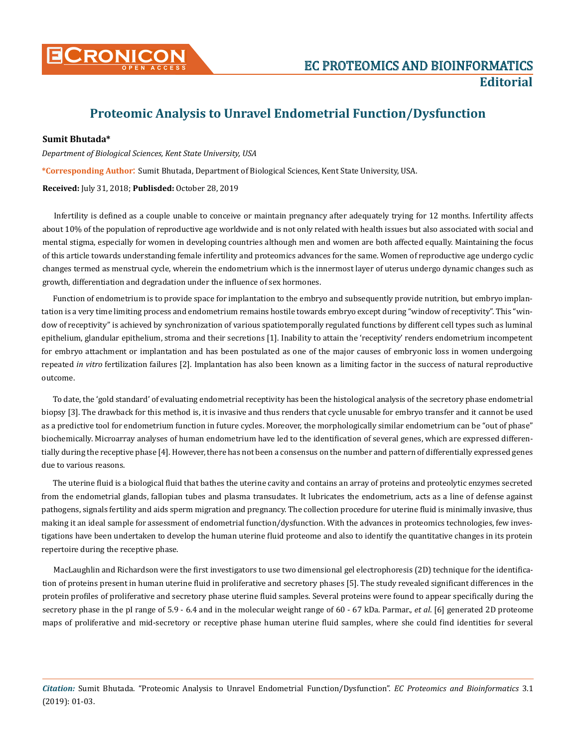# Proteomic Analysis to Unravel Endometrial Function/Dysfunction

**Sumit Bhutada***

*Department of Biological Sciences, Kent State University, USA*

***Corresponding Author**: Sumit Bhutada, Department of Biological Sciences, Kent State University, USA.

**Received:** July 31, 2018; **Publisded:** October 28, 2019

Infertility is defined as a couple unable to conceive or maintain pregnancy after adequately trying for 12 months. Infertility affects about 10% of the population of reproductive age worldwide and is not only related with health issues but also associated with social and mental stigma, especially for women in developing countries although men and women are both affected equally. Maintaining the focus of this article towards understanding female infertility and proteomics advances for the same. Women of reproductive age undergo cyclic changes termed as menstrual cycle, wherein the endometrium which is the innermost layer of uterus undergo dynamic changes such as growth, differentiation and degradation under the influence of sex hormones.

Function of endometrium is to provide space for implantation to the embryo and subsequently provide nutrition, but embryo implantation is a very time limiting process and endometrium remains hostile towards embryo except during "window of receptivity". This "window of receptivity" is achieved by synchronization of various spatiotemporally regulated functions by different cell types such as luminal epithelium, glandular epithelium, stroma and their secretions [1]. Inability to attain the 'receptivity' renders endometrium incompetent for embryo attachment or implantation and has been postulated as one of the major causes of embryonic loss in women undergoing repeated *in vitro* fertilization failures [2]. Implantation has also been known as a limiting factor in the success of natural reproductive outcome.

To date, the 'gold standard' of evaluating endometrial receptivity has been the histological analysis of the secretory phase endometrial biopsy [3]. The drawback for this method is, it is invasive and thus renders that cycle unusable for embryo transfer and it cannot be used as a predictive tool for endometrium function in future cycles. Moreover, the morphologically similar endometrium can be "out of phase" biochemically. Microarray analyses of human endometrium have led to the identification of several genes, which are expressed differentially during the receptive phase [4]. However, there has not been a consensus on the number and pattern of differentially expressed genes due to various reasons.

The uterine fluid is a biological fluid that bathes the uterine cavity and contains an array of proteins and proteolytic enzymes secreted from the endometrial glands, fallopian tubes and plasma transudates. It lubricates the endometrium, acts as a line of defense against pathogens, signals fertility and aids sperm migration and pregnancy. The collection procedure for uterine fluid is minimally invasive, thus making it an ideal sample for assessment of endometrial function/dysfunction. With the advances in proteomics technologies, few investigations have been undertaken to develop the human uterine fluid proteome and also to identify the quantitative changes in its protein repertoire during the receptive phase.

MacLaughlin and Richardson were the first investigators to use two dimensional gel electrophoresis (2D) technique for the identification of proteins present in human uterine fluid in proliferative and secretory phases [5]. The study revealed significant differences in the protein profiles of proliferative and secretory phase uterine fluid samples. Several proteins were found to appear specifically during the secretory phase in the pI range of 5.9 - 6.4 and in the molecular weight range of 60 - 67 kDa. Parmar., *et al.* [6] generated 2D proteome maps of proliferative and mid-secretory or receptive phase human uterine fluid samples, where she could find identities for several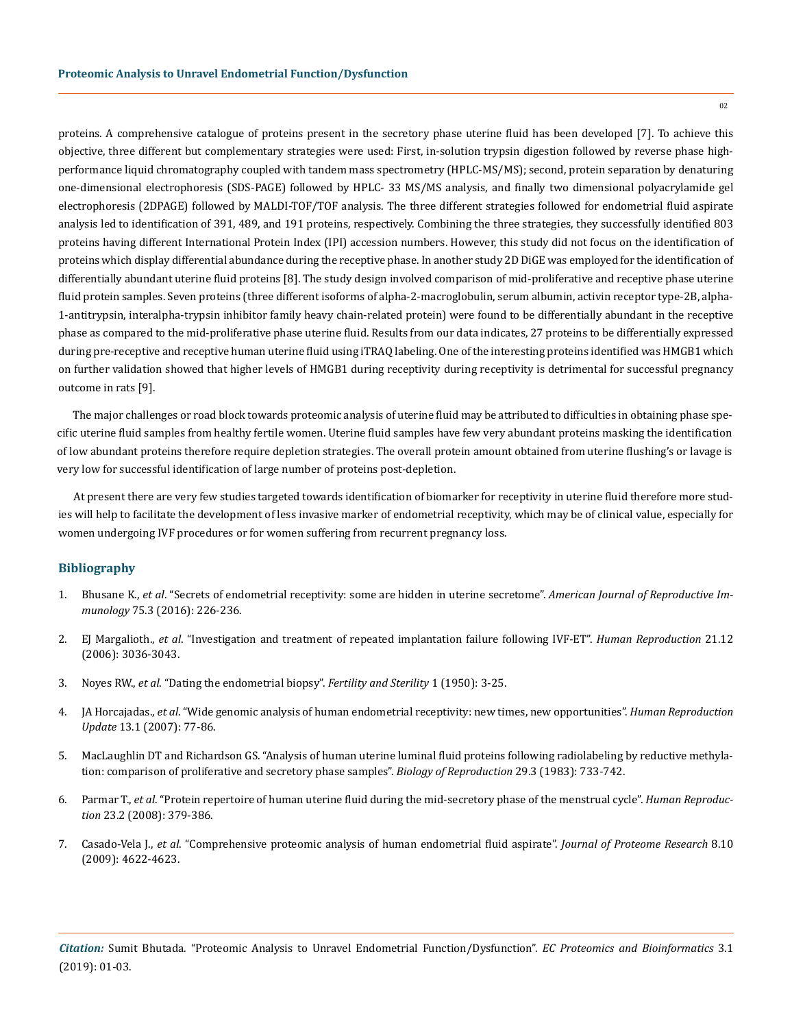proteins. A comprehensive catalogue of proteins present in the secretory phase uterine fluid has been developed [7]. To achieve this objective, three different but complementary strategies were used: First, in-solution trypsin digestion followed by reverse phase high-performance liquid chromatography coupled with tandem mass spectrometry (HPLC-MS/MS); second, protein separation by denaturing one-dimensional electrophoresis (SDS-PAGE) followed by HPLC- 33 MS/MS analysis, and finally two dimensional polyacrylamide gel electrophoresis (2DPAGE) followed by MALDI-TOF/TOF analysis. The three different strategies followed for endometrial fluid aspirate analysis led to identification of 391, 489, and 191 proteins, respectively. Combining the three strategies, they successfully identified 803 proteins having different International Protein Index (IPI) accession numbers. However, this study did not focus on the identification of proteins which display differential abundance during the receptive phase. In another study 2D DiGE was employed for the identification of differentially abundant uterine fluid proteins [8]. The study design involved comparison of mid-proliferative and receptive phase uterine fluid protein samples. Seven proteins (three different isoforms of alpha-2-macroglobulin, serum albumin, activin receptor type-2B, alpha-1-antitrypsin, interalpha-trypsin inhibitor family heavy chain-related protein) were found to be differentially abundant in the receptive phase as compared to the mid-proliferative phase uterine fluid. Results from our data indicates, 27 proteins to be differentially expressed during pre-receptive and receptive human uterine fluid using iTRAQ labeling. One of the interesting proteins identified was HMGB1 which on further validation showed that higher levels of HMGB1 during receptivity during receptivity is detrimental for successful pregnancy outcome in rats [9].

The major challenges or road block towards proteomic analysis of uterine fluid may be attributed to difficulties in obtaining phase specific uterine fluid samples from healthy fertile women. Uterine fluid samples have few very abundant proteins masking the identification of low abundant proteins therefore require depletion strategies. The overall protein amount obtained from uterine flushing's or lavage is very low for successful identification of large number of proteins post-depletion.

At present there are very few studies targeted towards identification of biomarker for receptivity in uterine fluid therefore more studies will help to facilitate the development of less invasive marker of endometrial receptivity, which may be of clinical value, especially for women undergoing IVF procedures or for women suffering from recurrent pregnancy loss.

## Bibliography

1. Bhusane K., *et al*. "Secrets of endometrial receptivity: some are hidden in uterine secretome". *American Journal of Reproductive Immunology* 75.3 (2016): 226-236.
2. EJ Margalioth., *et al*. "Investigation and treatment of repeated implantation failure following IVF-ET". *Human Reproduction* 21.12 (2006): 3036-3043.
3. Noyes RW., *et al*. "Dating the endometrial biopsy". *Fertility and Sterility* 1 (1950): 3-25.
4. JA Horcajadas., *et al*. "Wide genomic analysis of human endometrial receptivity: new times, new opportunities". *Human Reproduction Update* 13.1 (2007): 77-86.
5. MacLaughlin DT and Richardson GS. "Analysis of human uterine luminal fluid proteins following radiolabeling by reductive methylation: comparison of proliferative and secretory phase samples". *Biology of Reproduction* 29.3 (1983): 733-742.
6. Parmar T., *et al*. "Protein repertoire of human uterine fluid during the mid-secretory phase of the menstrual cycle". *Human Reproduction* 23.2 (2008): 379-386.
7. Casado-Vela J., *et al*. "Comprehensive proteomic analysis of human endometrial fluid aspirate". *Journal of Proteome Research* 8.10 (2009): 4622-4623.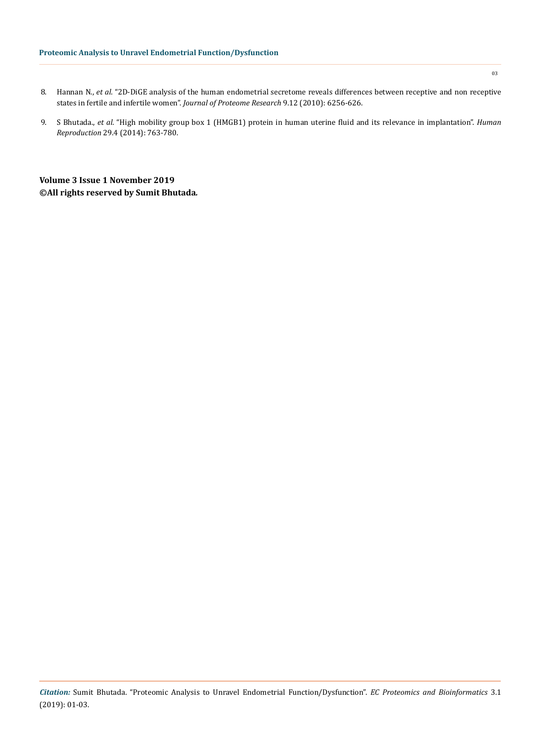8. Hannan N., *et al*. "2D-DiGE analysis of the human endometrial secretome reveals differences between receptive and non receptive states in fertile and infertile women". *Journal of Proteome Research* 9.12 (2010): 6256-626.

9. S Bhutada., *et al*. "High mobility group box 1 (HMGB1) protein in human uterine fluid and its relevance in implantation". *Human Reproduction* 29.4 (2014): 763-780.

**Volume 3 Issue 1 November 2019**
**©All rights reserved by Sumit Bhutada.**